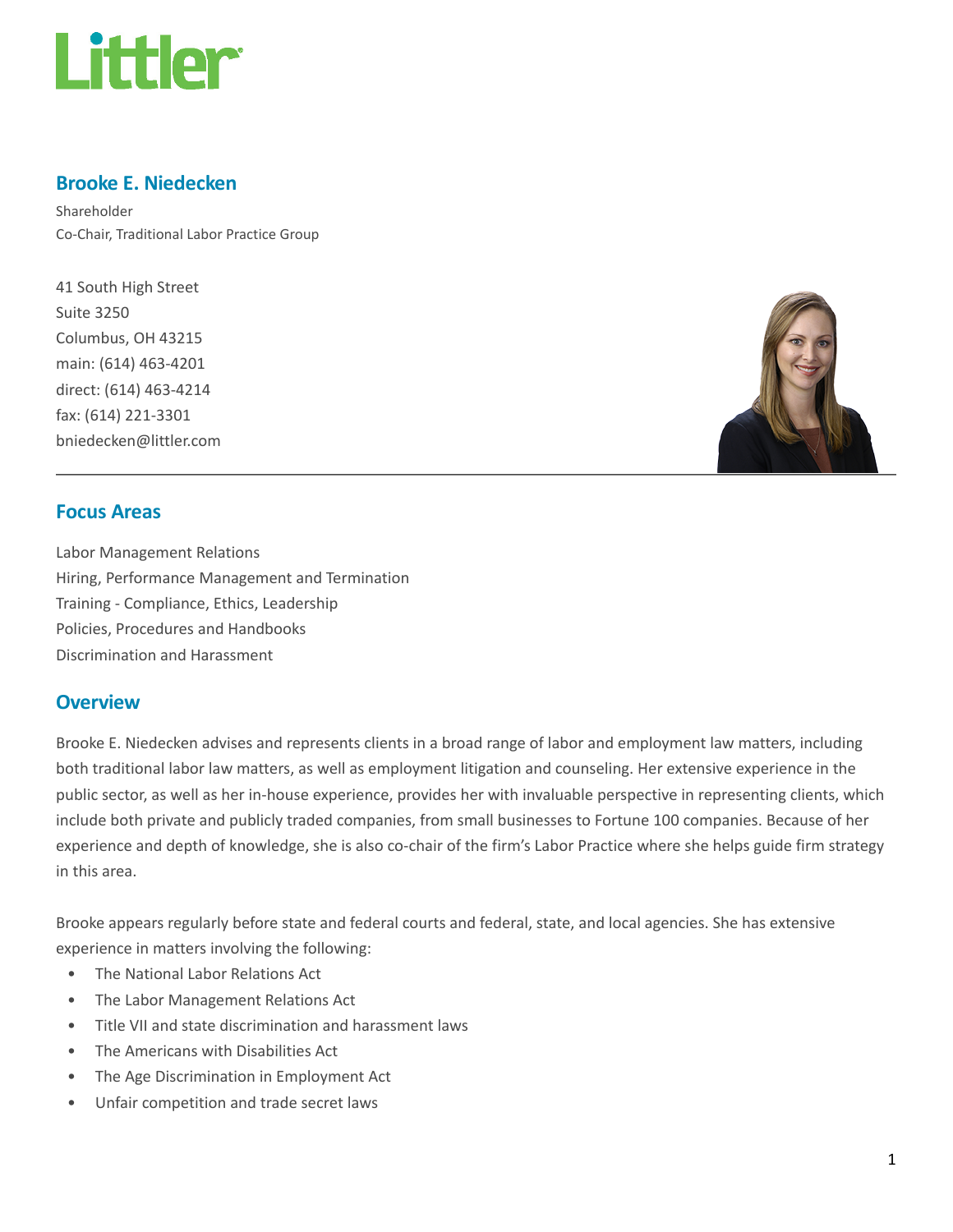# Brooke E. Niedecken

Shareholder
Co-Chair, Traditional Labor Practice Group

41 South High Street
Suite 3250
Columbus, OH 43215
main: (614) 463-4201
direct: (614) 463-4214
fax: (614) 221-3301
bniedecken@littler.com

## Focus Areas

Labor Management Relations
Hiring, Performance Management and Termination
Training - Compliance, Ethics, Leadership
Policies, Procedures and Handbooks
Discrimination and Harassment

## Overview

Brooke E. Niedecken advises and represents clients in a broad range of labor and employment law matters, including both traditional labor law matters, as well as employment litigation and counseling. Her extensive experience in the public sector, as well as her in-house experience, provides her with invaluable perspective in representing clients, which include both private and publicly traded companies, from small businesses to Fortune 100 companies. Because of her experience and depth of knowledge, she is also co-chair of the firm's Labor Practice where she helps guide firm strategy in this area.

Brooke appears regularly before state and federal courts and federal, state, and local agencies. She has extensive experience in matters involving the following:

- The National Labor Relations Act
- The Labor Management Relations Act
- Title VII and state discrimination and harassment laws
- The Americans with Disabilities Act
- The Age Discrimination in Employment Act
- Unfair competition and trade secret laws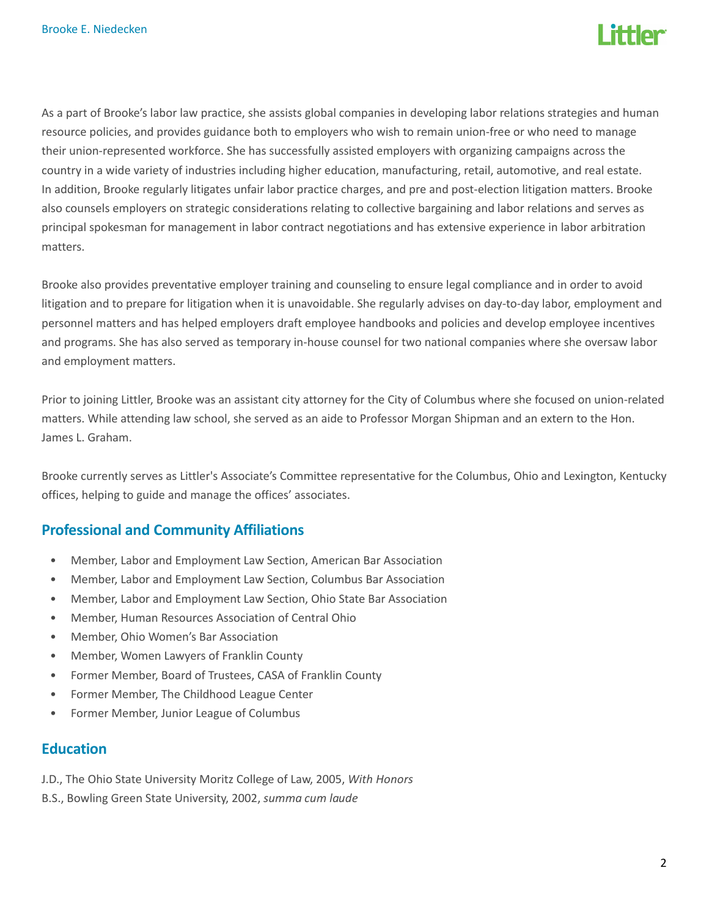As a part of Brooke's labor law practice, she assists global companies in developing labor relations strategies and human resource policies, and provides guidance both to employers who wish to remain union-free or who need to manage their union-represented workforce. She has successfully assisted employers with organizing campaigns across the country in a wide variety of industries including higher education, manufacturing, retail, automotive, and real estate. In addition, Brooke regularly litigates unfair labor practice charges, and pre and post-election litigation matters. Brooke also counsels employers on strategic considerations relating to collective bargaining and labor relations and serves as principal spokesman for management in labor contract negotiations and has extensive experience in labor arbitration matters.

Brooke also provides preventative employer training and counseling to ensure legal compliance and in order to avoid litigation and to prepare for litigation when it is unavoidable. She regularly advises on day-to-day labor, employment and personnel matters and has helped employers draft employee handbooks and policies and develop employee incentives and programs. She has also served as temporary in-house counsel for two national companies where she oversaw labor and employment matters.

Prior to joining Littler, Brooke was an assistant city attorney for the City of Columbus where she focused on union-related matters. While attending law school, she served as an aide to Professor Morgan Shipman and an extern to the Hon. James L. Graham.

Brooke currently serves as Littler's Associate's Committee representative for the Columbus, Ohio and Lexington, Kentucky offices, helping to guide and manage the offices' associates.

## Professional and Community Affiliations

- Member, Labor and Employment Law Section, American Bar Association
- Member, Labor and Employment Law Section, Columbus Bar Association
- Member, Labor and Employment Law Section, Ohio State Bar Association
- Member, Human Resources Association of Central Ohio
- Member, Ohio Women's Bar Association
- Member, Women Lawyers of Franklin County
- Former Member, Board of Trustees, CASA of Franklin County
- Former Member, The Childhood League Center
- Former Member, Junior League of Columbus

## Education

J.D., The Ohio State University Moritz College of Law, 2005, *With Honors*
B.S., Bowling Green State University, 2002, *summa cum laude*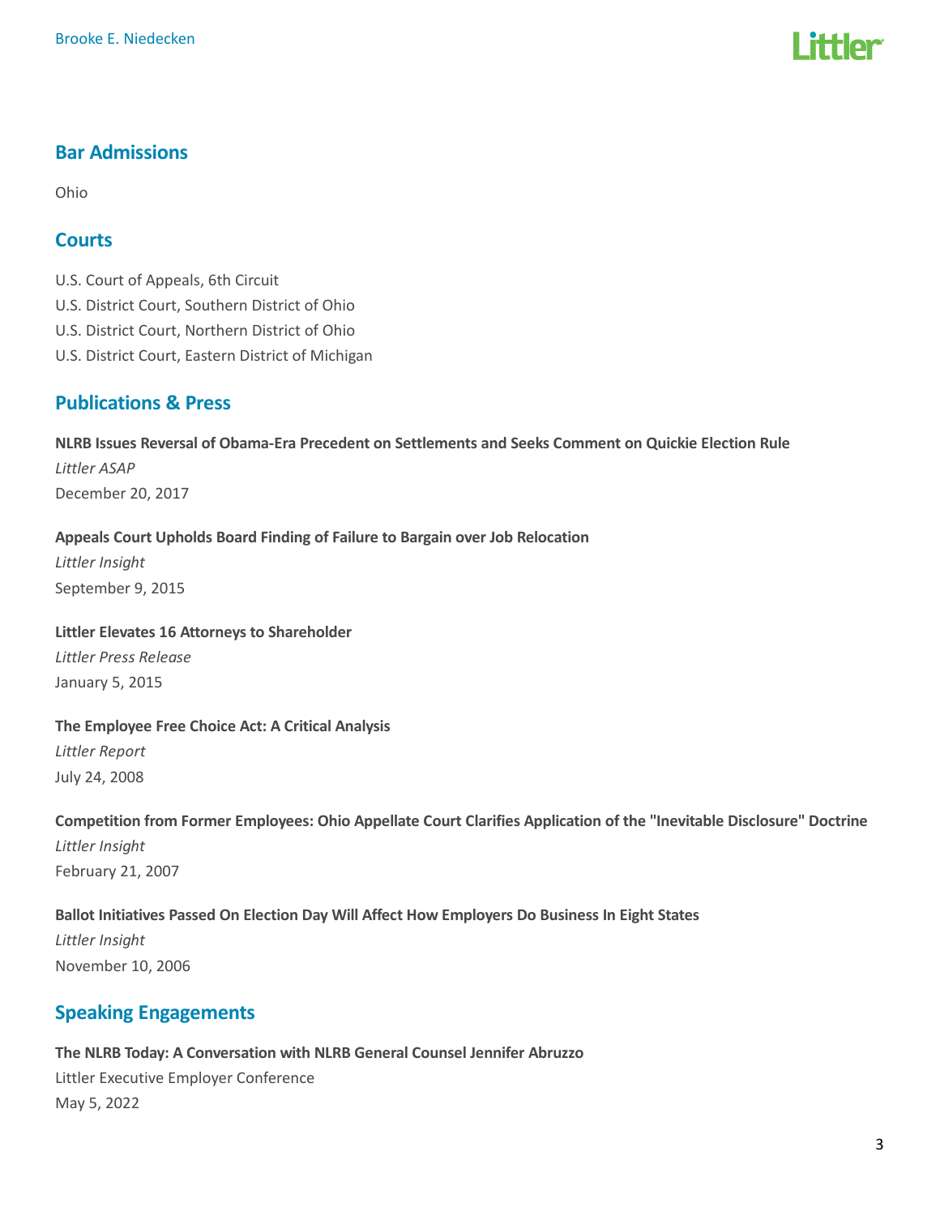## Bar Admissions

Ohio

## Courts

U.S. Court of Appeals, 6th Circuit
U.S. District Court, Southern District of Ohio
U.S. District Court, Northern District of Ohio
U.S. District Court, Eastern District of Michigan

## Publications & Press

**NLRB Issues Reversal of Obama-Era Precedent on Settlements and Seeks Comment on Quickie Election Rule**
*Littler ASAP*
December 20, 2017

**Appeals Court Upholds Board Finding of Failure to Bargain over Job Relocation**
*Littler Insight*
September 9, 2015

**Littler Elevates 16 Attorneys to Shareholder**
*Littler Press Release*
January 5, 2015

**The Employee Free Choice Act: A Critical Analysis**
*Littler Report*
July 24, 2008

**Competition from Former Employees: Ohio Appellate Court Clarifies Application of the "Inevitable Disclosure" Doctrine**
*Littler Insight*
February 21, 2007

**Ballot Initiatives Passed On Election Day Will Affect How Employers Do Business In Eight States**
*Littler Insight*
November 10, 2006

## Speaking Engagements

**The NLRB Today: A Conversation with NLRB General Counsel Jennifer Abruzzo**
Littler Executive Employer Conference
May 5, 2022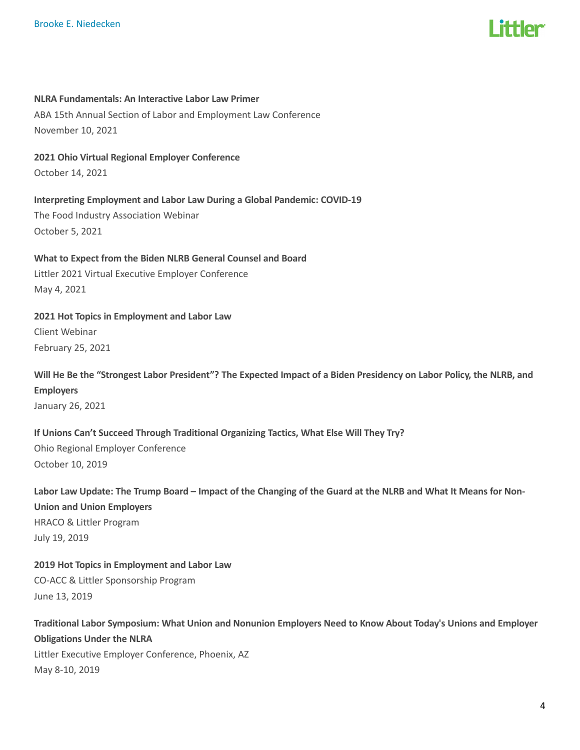**NLRA Fundamentals: An Interactive Labor Law Primer**
ABA 15th Annual Section of Labor and Employment Law Conference
November 10, 2021

**2021 Ohio Virtual Regional Employer Conference**
October 14, 2021

**Interpreting Employment and Labor Law During a Global Pandemic: COVID-19**
The Food Industry Association Webinar
October 5, 2021

**What to Expect from the Biden NLRB General Counsel and Board**
Littler 2021 Virtual Executive Employer Conference
May 4, 2021

**2021 Hot Topics in Employment and Labor Law**
Client Webinar
February 25, 2021

**Will He Be the "Strongest Labor President"? The Expected Impact of a Biden Presidency on Labor Policy, the NLRB, and Employers**
January 26, 2021

**If Unions Can't Succeed Through Traditional Organizing Tactics, What Else Will They Try?**
Ohio Regional Employer Conference
October 10, 2019

**Labor Law Update: The Trump Board – Impact of the Changing of the Guard at the NLRB and What It Means for Non-Union and Union Employers**
HRACO & Littler Program
July 19, 2019

**2019 Hot Topics in Employment and Labor Law**
CO-ACC & Littler Sponsorship Program
June 13, 2019

**Traditional Labor Symposium: What Union and Nonunion Employers Need to Know About Today's Unions and Employer Obligations Under the NLRA**
Littler Executive Employer Conference, Phoenix, AZ
May 8-10, 2019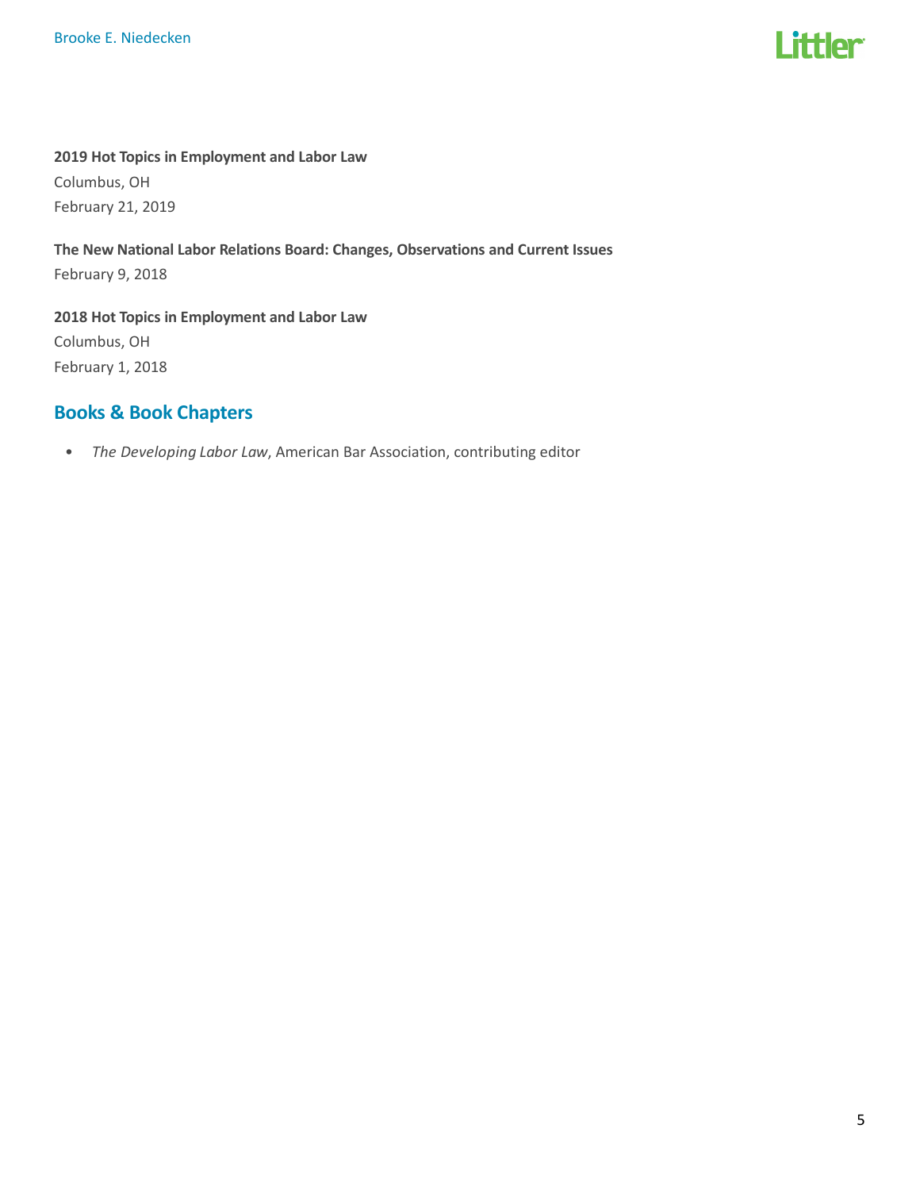**2019 Hot Topics in Employment and Labor Law**

Columbus, OH

February 21, 2019

**The New National Labor Relations Board: Changes, Observations and Current Issues**

February 9, 2018

**2018 Hot Topics in Employment and Labor Law**

Columbus, OH

February 1, 2018

## Books & Book Chapters

- *The Developing Labor Law*, American Bar Association, contributing editor